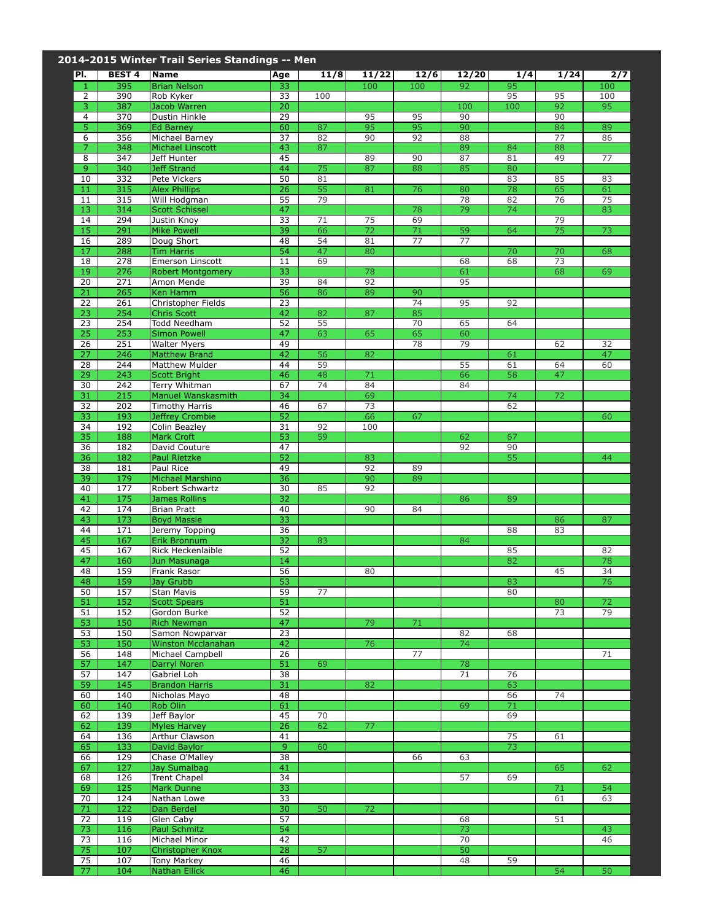## 2014-2015 Winter Trail Series Standings -- Men

| Pl. | BEST 4 | Name | Age | 11/8 | 11/22 | 12/6 | 12/20 | 1/4 | 1/24 | 2/7 |
|---|---|---|---|---|---|---|---|---|---|---|
| 1 | 395 | Brian Nelson | 33 | | 100 | 100 | 92 | 95 | | 100 |
| 2 | 390 | Rob Kyker | 33 | 100 | | | | 95 | 95 | 100 |
| 3 | 387 | Jacob Warren | 20 | | | | 100 | 100 | 92 | 95 |
| 4 | 370 | Dustin Hinkle | 29 | | 95 | 95 | 90 | | 90 | |
| 5 | 369 | Ed Barney | 60 | 87 | 95 | 95 | 90 | | 84 | 89 |
| 6 | 356 | Michael Barney | 37 | 82 | 90 | 92 | 88 | | 77 | 86 |
| 7 | 348 | Michael Linscott | 43 | 87 | | | 89 | 84 | 88 | |
| 8 | 347 | Jeff Hunter | 45 | | 89 | 90 | 87 | 81 | 49 | 77 |
| 9 | 340 | Jeff Strand | 44 | 75 | 87 | 88 | 85 | 80 | | |
| 10 | 332 | Pete Vickers | 50 | 81 | | | | 83 | 85 | 83 |
| 11 | 315 | Alex Phillips | 26 | 55 | 81 | 76 | 80 | 78 | 65 | 61 |
| 11 | 315 | Will Hodgman | 55 | 79 | | | 78 | 82 | 76 | 75 |
| 13 | 314 | Scott Schissel | 47 | | | 78 | 79 | 74 | | 83 |
| 14 | 294 | Justin Knoy | 33 | 71 | 75 | 69 | | | 79 | |
| 15 | 291 | Mike Powell | 39 | 66 | 72 | 71 | 59 | 64 | 75 | 73 |
| 16 | 289 | Doug Short | 48 | 54 | 81 | 77 | 77 | | | |
| 17 | 288 | Tim Harris | 54 | 47 | 80 | | | 70 | 70 | 68 |
| 18 | 278 | Emerson Linscott | 11 | 69 | | | 68 | 68 | 73 | |
| 19 | 276 | Robert Montgomery | 33 | | 78 | | 61 | | 68 | 69 |
| 20 | 271 | Amon Mende | 39 | 84 | 92 | | 95 | | | |
| 21 | 265 | Ken Hamm | 56 | 86 | 89 | 90 | | | | |
| 22 | 261 | Christopher Fields | 23 | | | 74 | 95 | 92 | | |
| 23 | 254 | Chris Scott | 42 | 82 | 87 | 85 | | | | |
| 23 | 254 | Todd Needham | 52 | 55 | | 70 | 65 | 64 | | |
| 25 | 253 | Simon Powell | 47 | 63 | 65 | 65 | 60 | | | |
| 26 | 251 | Walter Myers | 49 | | | 78 | 79 | | 62 | 32 |
| 27 | 246 | Matthew Brand | 42 | 56 | 82 | | | 61 | | 47 |
| 28 | 244 | Matthew Mulder | 44 | 59 | | | 55 | 61 | 64 | 60 |
| 29 | 243 | Scott Bright | 46 | 48 | 71 | | 66 | 58 | 47 | |
| 30 | 242 | Terry Whitman | 67 | 74 | 84 | | 84 | | | |
| 31 | 215 | Manuel Wanskasmith | 34 | | 69 | | | 74 | 72 | |
| 32 | 202 | Timothy Harris | 46 | 67 | 73 | | | 62 | | |
| 33 | 193 | Jeffrey Crombie | 52 | | 66 | 67 | | | | 60 |
| 34 | 192 | Colin Beazley | 31 | 92 | 100 | | | | | |
| 35 | 188 | Mark Croft | 53 | 59 | | | 62 | 67 | | |
| 36 | 182 | David Couture | 47 | | | | 92 | 90 | | |
| 36 | 182 | Paul Rietzke | 52 | | 83 | | | 55 | | 44 |
| 38 | 181 | Paul Rice | 49 | | 92 | 89 | | | | |
| 39 | 179 | Michael Marshino | 36 | | 90 | 89 | | | | |
| 40 | 177 | Robert Schwartz | 30 | 85 | 92 | | | | | |
| 41 | 175 | James Rollins | 32 | | | | 86 | 89 | | |
| 42 | 174 | Brian Pratt | 40 | | 90 | 84 | | | | |
| 43 | 173 | Boyd Massie | 33 | | | | | | 86 | 87 |
| 44 | 171 | Jeremy Topping | 36 | | | | | 88 | 83 | |
| 45 | 167 | Erik Bronnum | 32 | 83 | | | 84 | | | |
| 45 | 167 | Rick Heckenlaible | 52 | | | | | 85 | | 82 |
| 47 | 160 | Jun Masunaga | 14 | | | | | 82 | | 78 |
| 48 | 159 | Frank Rasor | 56 | | 80 | | | | 45 | 34 |
| 48 | 159 | Jay Grubb | 53 | | | | | 83 | | 76 |
| 50 | 157 | Stan Mavis | 59 | 77 | | | | 80 | | |
| 51 | 152 | Scott Spears | 51 | | | | | | 80 | 72 |
| 51 | 152 | Gordon Burke | 52 | | | | | | 73 | 79 |
| 53 | 150 | Rich Newman | 47 | | 79 | 71 | | | | |
| 53 | 150 | Samon Nowparvar | 23 | | | | 82 | 68 | | |
| 53 | 150 | Winston Mcclanahan | 42 | | 76 | | 74 | | | |
| 56 | 148 | Michael Campbell | 26 | | | 77 | | | | 71 |
| 57 | 147 | Darryl Noren | 51 | 69 | | | 78 | | | |
| 57 | 147 | Gabriel Loh | 38 | | | | 71 | 76 | | |
| 59 | 145 | Brandon Harris | 31 | | 82 | | | 63 | | |
| 60 | 140 | Nicholas Mayo | 48 | | | | | 66 | 74 | |
| 60 | 140 | Rob Olin | 61 | | | | 69 | 71 | | |
| 62 | 139 | Jeff Baylor | 45 | 70 | | | | 69 | | |
| 62 | 139 | Myles Harvey | 26 | 62 | 77 | | | | | |
| 64 | 136 | Arthur Clawson | 41 | | | | | 75 | 61 | |
| 65 | 133 | David Baylor | 9 | 60 | | | | 73 | | |
| 66 | 129 | Chase O'Malley | 38 | | | 66 | 63 | | | |
| 67 | 127 | Jay Sumalbag | 41 | | | | | | 65 | 62 |
| 68 | 126 | Trent Chapel | 34 | | | | 57 | 69 | | |
| 69 | 125 | Mark Dunne | 33 | | | | | | 71 | 54 |
| 70 | 124 | Nathan Lowe | 33 | | | | | | 61 | 63 |
| 71 | 122 | Dan Berdel | 30 | 50 | 72 | | | | | |
| 72 | 119 | Glen Caby | 57 | | | | 68 | | 51 | |
| 73 | 116 | Paul Schmitz | 54 | | | | 73 | | | 43 |
| 73 | 116 | Michael Minor | 42 | | | | 70 | | | 46 |
| 75 | 107 | Christopher Knox | 28 | 57 | | | 50 | | | |
| 75 | 107 | Tony Markey | 46 | | | | 48 | 59 | | |
| 77 | 104 | Nathan Ellick | 46 | | | | | | 54 | 50 |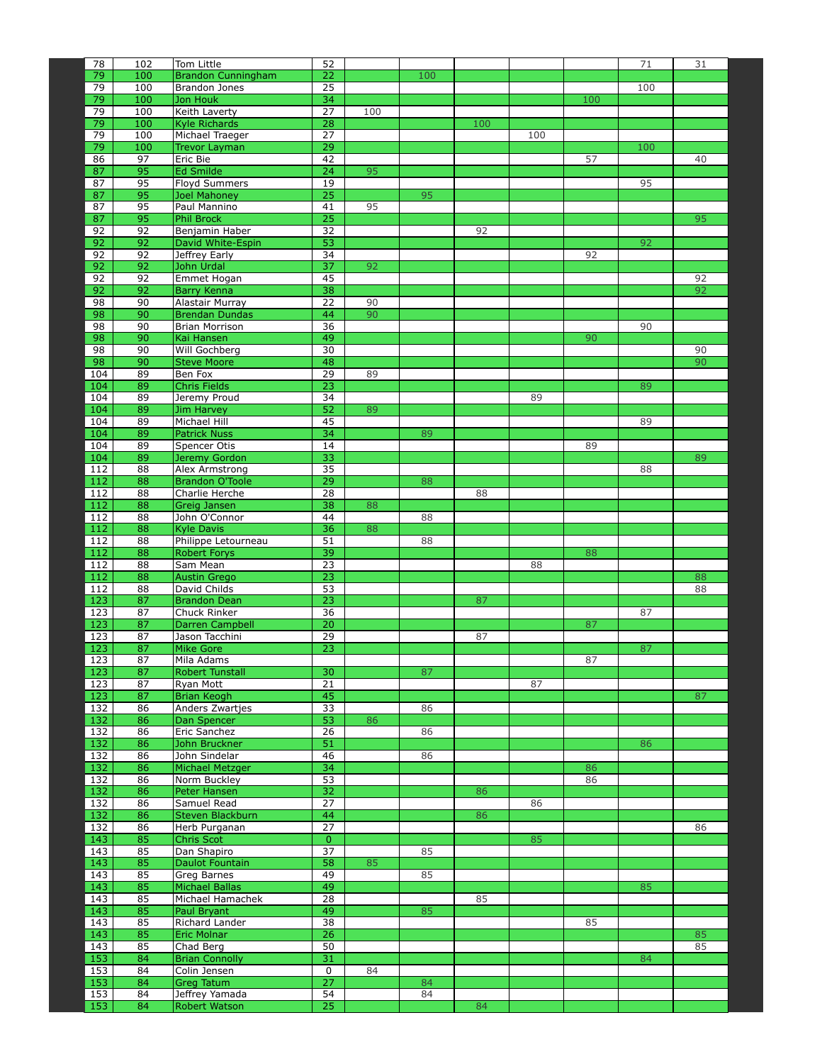| | | | | | | | | | | |
|---|---|---|---|---|---|---|---|---|---|---|
| 78 | 102 | Tom Little | 52 | | | | | | 71 | 31 |
| 79 | 100 | Brandon Cunningham | 22 | | 100 | | | | | |
| 79 | 100 | Brandon Jones | 25 | | | | | | 100 | |
| 79 | 100 | Jon Houk | 34 | | | | | 100 | | |
| 79 | 100 | Keith Laverty | 27 | 100 | | | | | | |
| 79 | 100 | Kyle Richards | 28 | | | 100 | | | | |
| 79 | 100 | Michael Traeger | 27 | | | | 100 | | | |
| 79 | 100 | Trevor Layman | 29 | | | | | | 100 | |
| 86 | 97 | Eric Bie | 42 | | | | | 57 | | 40 |
| 87 | 95 | Ed Smilde | 24 | 95 | | | | | | |
| 87 | 95 | Floyd Summers | 19 | | | | | | 95 | |
| 87 | 95 | Joel Mahoney | 25 | | 95 | | | | | |
| 87 | 95 | Paul Mannino | 41 | 95 | | | | | | |
| 87 | 95 | Phil Brock | 25 | | | | | | | 95 |
| 92 | 92 | Benjamin Haber | 32 | | | 92 | | | | |
| 92 | 92 | David White-Espin | 53 | | | | | | 92 | |
| 92 | 92 | Jeffrey Early | 34 | | | | | 92 | | |
| 92 | 92 | John Urdal | 37 | 92 | | | | | | |
| 92 | 92 | Emmet Hogan | 45 | | | | | | | 92 |
| 92 | 92 | Barry Kenna | 38 | | | | | | | 92 |
| 98 | 90 | Alastair Murray | 22 | 90 | | | | | | |
| 98 | 90 | Brendan Dundas | 44 | 90 | | | | | | |
| 98 | 90 | Brian Morrison | 36 | | | | | | 90 | |
| 98 | 90 | Kai Hansen | 49 | | | | | 90 | | |
| 98 | 90 | Will Gochberg | 30 | | | | | | | 90 |
| 98 | 90 | Steve Moore | 48 | | | | | | | 90 |
| 104 | 89 | Ben Fox | 29 | 89 | | | | | | |
| 104 | 89 | Chris Fields | 23 | | | | | | 89 | |
| 104 | 89 | Jeremy Proud | 34 | | | | 89 | | | |
| 104 | 89 | Jim Harvey | 52 | 89 | | | | | | |
| 104 | 89 | Michael Hill | 45 | | | | | | 89 | |
| 104 | 89 | Patrick Nuss | 34 | | 89 | | | | | |
| 104 | 89 | Spencer Otis | 14 | | | | | 89 | | |
| 104 | 89 | Jeremy Gordon | 33 | | | | | | | 89 |
| 112 | 88 | Alex Armstrong | 35 | | | | | | 88 | |
| 112 | 88 | Brandon O'Toole | 29 | | 88 | | | | | |
| 112 | 88 | Charlie Herche | 28 | | | 88 | | | | |
| 112 | 88 | Greig Jansen | 38 | 88 | | | | | | |
| 112 | 88 | John O'Connor | 44 | | 88 | | | | | |
| 112 | 88 | Kyle Davis | 36 | 88 | | | | | | |
| 112 | 88 | Philippe Letourneau | 51 | | 88 | | | | | |
| 112 | 88 | Robert Forys | 39 | | | | | 88 | | |
| 112 | 88 | Sam Mean | 23 | | | | 88 | | | |
| 112 | 88 | Austin Grego | 23 | | | | | | | 88 |
| 112 | 88 | David Childs | 53 | | | | | | | 88 |
| 123 | 87 | Brandon Dean | 23 | | | 87 | | | | |
| 123 | 87 | Chuck Rinker | 36 | | | | | | 87 | |
| 123 | 87 | Darren Campbell | 20 | | | | | 87 | | |
| 123 | 87 | Jason Tacchini | 29 | | | 87 | | | | |
| 123 | 87 | Mike Gore | 23 | | | | | | 87 | |
| 123 | 87 | Mila Adams | | | | | | 87 | | |
| 123 | 87 | Robert Tunstall | 30 | | 87 | | | | | |
| 123 | 87 | Ryan Mott | 21 | | | | 87 | | | |
| 123 | 87 | Brian Keogh | 45 | | | | | | | 87 |
| 132 | 86 | Anders Zwartjes | 33 | | 86 | | | | | |
| 132 | 86 | Dan Spencer | 53 | 86 | | | | | | |
| 132 | 86 | Eric Sanchez | 26 | | 86 | | | | | |
| 132 | 86 | John Bruckner | 51 | | | | | | 86 | |
| 132 | 86 | John Sindelar | 46 | | 86 | | | | | |
| 132 | 86 | Michael Metzger | 34 | | | | | 86 | | |
| 132 | 86 | Norm Buckley | 53 | | | | | 86 | | |
| 132 | 86 | Peter Hansen | 32 | | | 86 | | | | |
| 132 | 86 | Samuel Read | 27 | | | | 86 | | | |
| 132 | 86 | Steven Blackburn | 44 | | | 86 | | | | |
| 132 | 86 | Herb Purganan | 27 | | | | | | | 86 |
| 143 | 85 | Chris Scot | 0 | | | | 85 | | | |
| 143 | 85 | Dan Shapiro | 37 | | 85 | | | | | |
| 143 | 85 | Daulot Fountain | 58 | 85 | | | | | | |
| 143 | 85 | Greg Barnes | 49 | | 85 | | | | | |
| 143 | 85 | Michael Ballas | 49 | | | | | | 85 | |
| 143 | 85 | Michael Hamachek | 28 | | | 85 | | | | |
| 143 | 85 | Paul Bryant | 49 | | 85 | | | | | |
| 143 | 85 | Richard Lander | 38 | | | | | 85 | | |
| 143 | 85 | Eric Molnar | 26 | | | | | | | 85 |
| 143 | 85 | Chad Berg | 50 | | | | | | | 85 |
| 153 | 84 | Brian Connolly | 31 | | | | | | 84 | |
| 153 | 84 | Colin Jensen | 0 | 84 | | | | | | |
| 153 | 84 | Greg Tatum | 27 | | 84 | | | | | |
| 153 | 84 | Jeffrey Yamada | 54 | | 84 | | | | | |
| 153 | 84 | Robert Watson | 25 | | | 84 | | | | |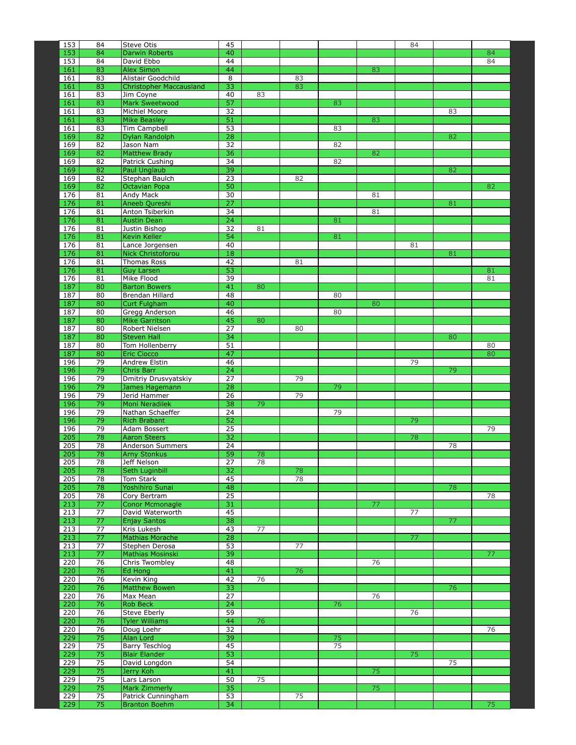| | | | | | | | | | | |
|---|---|---|---|---|---|---|---|---|---|---|
| 153 | 84 | Steve Otis | 45 | | | | | 84 | | |
| 153 | 84 | Darwin Roberts | 40 | | | | | | | 84 |
| 153 | 84 | David Ebbo | 44 | | | | | | | 84 |
| 161 | 83 | Alex Simon | 44 | | | | 83 | | | |
| 161 | 83 | Alistair Goodchild | 8 | | 83 | | | | | |
| 161 | 83 | Christopher Maccausland | 33 | | 83 | | | | | |
| 161 | 83 | Jim Coyne | 40 | 83 | | | | | | |
| 161 | 83 | Mark Sweetwood | 57 | | | 83 | | | | |
| 161 | 83 | Michiel Moore | 32 | | | | | | 83 | |
| 161 | 83 | Mike Beasley | 51 | | | | 83 | | | |
| 161 | 83 | Tim Campbell | 53 | | | 83 | | | | |
| 169 | 82 | Dylan Randolph | 28 | | | | | | 82 | |
| 169 | 82 | Jason Nam | 32 | | | 82 | | | | |
| 169 | 82 | Matthew Brady | 36 | | | | 82 | | | |
| 169 | 82 | Patrick Cushing | 34 | | | 82 | | | | |
| 169 | 82 | Paul Unglaub | 39 | | | | | | 82 | |
| 169 | 82 | Stephan Baulch | 23 | | 82 | | | | | |
| 169 | 82 | Octavian Popa | 50 | | | | | | | 82 |
| 176 | 81 | Andy Mack | 30 | | | | 81 | | | |
| 176 | 81 | Aneeb Qureshi | 27 | | | | | | 81 | |
| 176 | 81 | Anton Tsiberkin | 34 | | | | 81 | | | |
| 176 | 81 | Austin Dean | 24 | | | 81 | | | | |
| 176 | 81 | Justin Bishop | 32 | 81 | | | | | | |
| 176 | 81 | Kevin Keller | 54 | | | 81 | | | | |
| 176 | 81 | Lance Jorgensen | 40 | | | | | 81 | | |
| 176 | 81 | Nick Christoforou | 18 | | | | | | 81 | |
| 176 | 81 | Thomas Ross | 42 | | 81 | | | | | |
| 176 | 81 | Guy Larsen | 53 | | | | | | | 81 |
| 176 | 81 | Mike Flood | 39 | | | | | | | 81 |
| 187 | 80 | Barton Bowers | 41 | 80 | | | | | | |
| 187 | 80 | Brendan Hillard | 48 | | | 80 | | | | |
| 187 | 80 | Curt Fulgham | 40 | | | | 80 | | | |
| 187 | 80 | Gregg Anderson | 46 | | | 80 | | | | |
| 187 | 80 | Mike Garritson | 45 | 80 | | | | | | |
| 187 | 80 | Robert Nielsen | 27 | | 80 | | | | | |
| 187 | 80 | Steven Hall | 34 | | | | | | 80 | |
| 187 | 80 | Tom Hollenberry | 51 | | | | | | | 80 |
| 187 | 80 | Eric Ciocco | 47 | | | | | | | 80 |
| 196 | 79 | Andrew Elstin | 46 | | | | | 79 | | |
| 196 | 79 | Chris Barr | 24 | | | | | | 79 | |
| 196 | 79 | Dmitriy Drusvyatskiy | 27 | | 79 | | | | | |
| 196 | 79 | James Hagemann | 28 | | | 79 | | | | |
| 196 | 79 | Jerid Hammer | 26 | | 79 | | | | | |
| 196 | 79 | Moni Neradilek | 38 | 79 | | | | | | |
| 196 | 79 | Nathan Schaeffer | 24 | | | 79 | | | | |
| 196 | 79 | Rich Brabant | 52 | | | | | 79 | | |
| 196 | 79 | Adam Bossert | 25 | | | | | | | 79 |
| 205 | 78 | Aaron Steers | 32 | | | | | 78 | | |
| 205 | 78 | Anderson Summers | 24 | | | | | | 78 | |
| 205 | 78 | Arny Stonkus | 59 | 78 | | | | | | |
| 205 | 78 | Jeff Nelson | 27 | 78 | | | | | | |
| 205 | 78 | Seth Luginbill | 32 | | 78 | | | | | |
| 205 | 78 | Tom Stark | 45 | | 78 | | | | | |
| 205 | 78 | Yoshihiro Sunai | 48 | | | | | | 78 | |
| 205 | 78 | Cory Bertram | 25 | | | | | | | 78 |
| 213 | 77 | Conor Mcmonagle | 31 | | | | 77 | | | |
| 213 | 77 | David Waterworth | 45 | | | | | 77 | | |
| 213 | 77 | Enjay Santos | 38 | | | | | | 77 | |
| 213 | 77 | Kris Lukesh | 43 | 77 | | | | | | |
| 213 | 77 | Mathias Morache | 28 | | | | | 77 | | |
| 213 | 77 | Stephen Derosa | 53 | | 77 | | | | | |
| 213 | 77 | Mathias Mosinski | 39 | | | | | | | 77 |
| 220 | 76 | Chris Twombley | 48 | | | | 76 | | | |
| 220 | 76 | Ed Hong | 41 | | 76 | | | | | |
| 220 | 76 | Kevin King | 42 | 76 | | | | | | |
| 220 | 76 | Matthew Bowen | 33 | | | | | | 76 | |
| 220 | 76 | Max Mean | 27 | | | | 76 | | | |
| 220 | 76 | Rob Beck | 24 | | | 76 | | | | |
| 220 | 76 | Steve Eberly | 59 | | | | | 76 | | |
| 220 | 76 | Tyler Williams | 44 | 76 | | | | | | |
| 220 | 76 | Doug Loehr | 32 | | | | | | | 76 |
| 229 | 75 | Alan Lord | 39 | | | 75 | | | | |
| 229 | 75 | Barry Teschlog | 45 | | | 75 | | | | |
| 229 | 75 | Blair Elander | 53 | | | | | 75 | | |
| 229 | 75 | David Longdon | 54 | | | | | | 75 | |
| 229 | 75 | Jerry Koh | 41 | | | | 75 | | | |
| 229 | 75 | Lars Larson | 50 | 75 | | | | | | |
| 229 | 75 | Mark Zimmerly | 35 | | | | 75 | | | |
| 229 | 75 | Patrick Cunningham | 53 | | 75 | | | | | |
| 229 | 75 | Branton Boehm | 34 | | | | | | | 75 |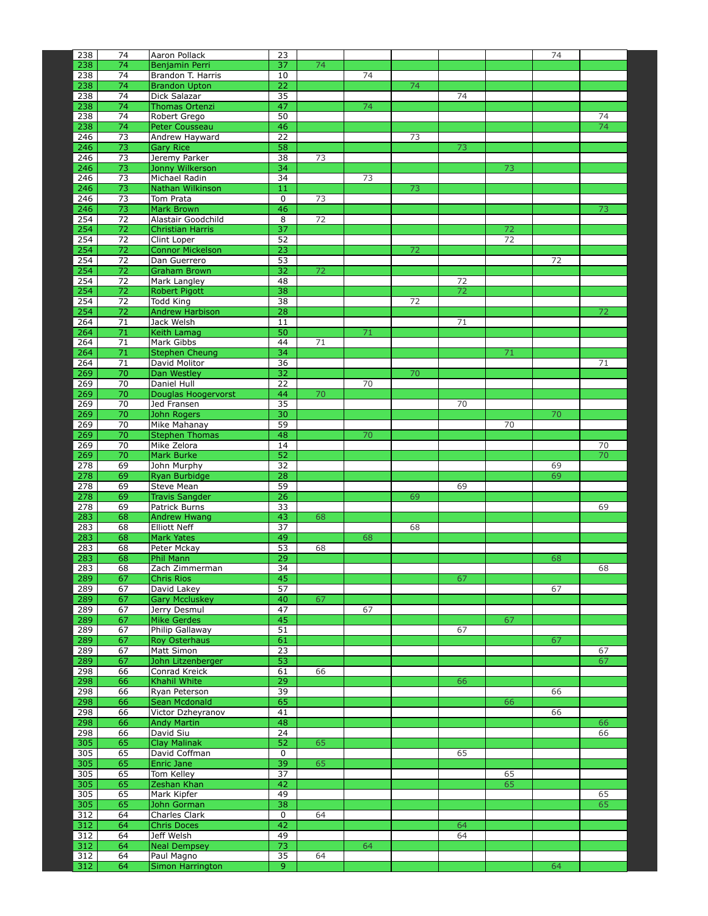| | | | | | | | | | | |
|---|---|---|---|---|---|---|---|---|---|---|
| 238 | 74 | Aaron Pollack | 23 | | | | | | 74 | |
| 238 | 74 | Benjamin Perri | 37 | 74 | | | | | | |
| 238 | 74 | Brandon T. Harris | 10 | | 74 | | | | | |
| 238 | 74 | Brandon Upton | 22 | | | 74 | | | | |
| 238 | 74 | Dick Salazar | 35 | | | | 74 | | | |
| 238 | 74 | Thomas Ortenzi | 47 | | 74 | | | | | |
| 238 | 74 | Robert Grego | 50 | | | | | | | 74 |
| 238 | 74 | Peter Cousseau | 46 | | | | | | | 74 |
| 246 | 73 | Andrew Hayward | 22 | | | 73 | | | | |
| 246 | 73 | Gary Rice | 58 | | | | 73 | | | |
| 246 | 73 | Jeremy Parker | 38 | 73 | | | | | | |
| 246 | 73 | Jonny Wilkerson | 34 | | | | | 73 | | |
| 246 | 73 | Michael Radin | 34 | | 73 | | | | | |
| 246 | 73 | Nathan Wilkinson | 11 | | | 73 | | | | |
| 246 | 73 | Tom Prata | 0 | 73 | | | | | | |
| 246 | 73 | Mark Brown | 46 | | | | | | | 73 |
| 254 | 72 | Alastair Goodchild | 8 | 72 | | | | | | |
| 254 | 72 | Christian Harris | 37 | | | | | 72 | | |
| 254 | 72 | Clint Loper | 52 | | | | | 72 | | |
| 254 | 72 | Connor Mickelson | 23 | | | 72 | | | | |
| 254 | 72 | Dan Guerrero | 53 | | | | | | 72 | |
| 254 | 72 | Graham Brown | 32 | 72 | | | | | | |
| 254 | 72 | Mark Langley | 48 | | | | 72 | | | |
| 254 | 72 | Robert Pigott | 38 | | | | 72 | | | |
| 254 | 72 | Todd King | 38 | | | 72 | | | | |
| 254 | 72 | Andrew Harbison | 28 | | | | | | | 72 |
| 264 | 71 | Jack Welsh | 11 | | | | 71 | | | |
| 264 | 71 | Keith Lamag | 50 | | 71 | | | | | |
| 264 | 71 | Mark Gibbs | 44 | 71 | | | | | | |
| 264 | 71 | Stephen Cheung | 34 | | | | | 71 | | |
| 264 | 71 | David Molitor | 36 | | | | | | | 71 |
| 269 | 70 | Dan Westley | 32 | | | 70 | | | | |
| 269 | 70 | Daniel Hull | 22 | | 70 | | | | | |
| 269 | 70 | Douglas Hoogervorst | 44 | 70 | | | | | | |
| 269 | 70 | Jed Fransen | 35 | | | | 70 | | | |
| 269 | 70 | John Rogers | 30 | | | | | | 70 | |
| 269 | 70 | Mike Mahanay | 59 | | | | | 70 | | |
| 269 | 70 | Stephen Thomas | 48 | | 70 | | | | | |
| 269 | 70 | Mike Zelora | 14 | | | | | | | 70 |
| 269 | 70 | Mark Burke | 52 | | | | | | | 70 |
| 278 | 69 | John Murphy | 32 | | | | | | 69 | |
| 278 | 69 | Ryan Burbidge | 28 | | | | | | 69 | |
| 278 | 69 | Steve Mean | 59 | | | | 69 | | | |
| 278 | 69 | Travis Sangder | 26 | | | 69 | | | | |
| 278 | 69 | Patrick Burns | 33 | | | | | | | 69 |
| 283 | 68 | Andrew Hwang | 43 | 68 | | | | | | |
| 283 | 68 | Elliott Neff | 37 | | | 68 | | | | |
| 283 | 68 | Mark Yates | 49 | | 68 | | | | | |
| 283 | 68 | Peter Mckay | 53 | 68 | | | | | | |
| 283 | 68 | Phil Mann | 29 | | | | | | 68 | |
| 283 | 68 | Zach Zimmerman | 34 | | | | | | | 68 |
| 289 | 67 | Chris Rios | 45 | | | | 67 | | | |
| 289 | 67 | David Lakey | 57 | | | | | | 67 | |
| 289 | 67 | Gary Mccluskey | 40 | 67 | | | | | | |
| 289 | 67 | Jerry Desmul | 47 | | 67 | | | | | |
| 289 | 67 | Mike Gerdes | 45 | | | | | 67 | | |
| 289 | 67 | Philip Gallaway | 51 | | | | 67 | | | |
| 289 | 67 | Roy Osterhaus | 61 | | | | | | 67 | |
| 289 | 67 | Matt Simon | 23 | | | | | | | 67 |
| 289 | 67 | John Litzenberger | 53 | | | | | | | 67 |
| 298 | 66 | Conrad Kreick | 61 | 66 | | | | | | |
| 298 | 66 | Khahil White | 29 | | | | 66 | | | |
| 298 | 66 | Ryan Peterson | 39 | | | | | | 66 | |
| 298 | 66 | Sean Mcdonald | 65 | | | | | 66 | | |
| 298 | 66 | Victor Dzheyranov | 41 | | | | | | 66 | |
| 298 | 66 | Andy Martin | 48 | | | | | | | 66 |
| 298 | 66 | David Siu | 24 | | | | | | | 66 |
| 305 | 65 | Clay Malinak | 52 | 65 | | | | | | |
| 305 | 65 | David Coffman | 0 | | | | 65 | | | |
| 305 | 65 | Enric Jane | 39 | 65 | | | | | | |
| 305 | 65 | Tom Kelley | 37 | | | | | 65 | | |
| 305 | 65 | Zeshan Khan | 42 | | | | | 65 | | |
| 305 | 65 | Mark Kipfer | 49 | | | | | | | 65 |
| 305 | 65 | John Gorman | 38 | | | | | | | 65 |
| 312 | 64 | Charles Clark | 0 | 64 | | | | | | |
| 312 | 64 | Chris Doces | 42 | | | | 64 | | | |
| 312 | 64 | Jeff Welsh | 49 | | | | 64 | | | |
| 312 | 64 | Neal Dempsey | 73 | | 64 | | | | | |
| 312 | 64 | Paul Magno | 35 | 64 | | | | | | |
| 312 | 64 | Simon Harrington | 9 | | | | | | 64 | |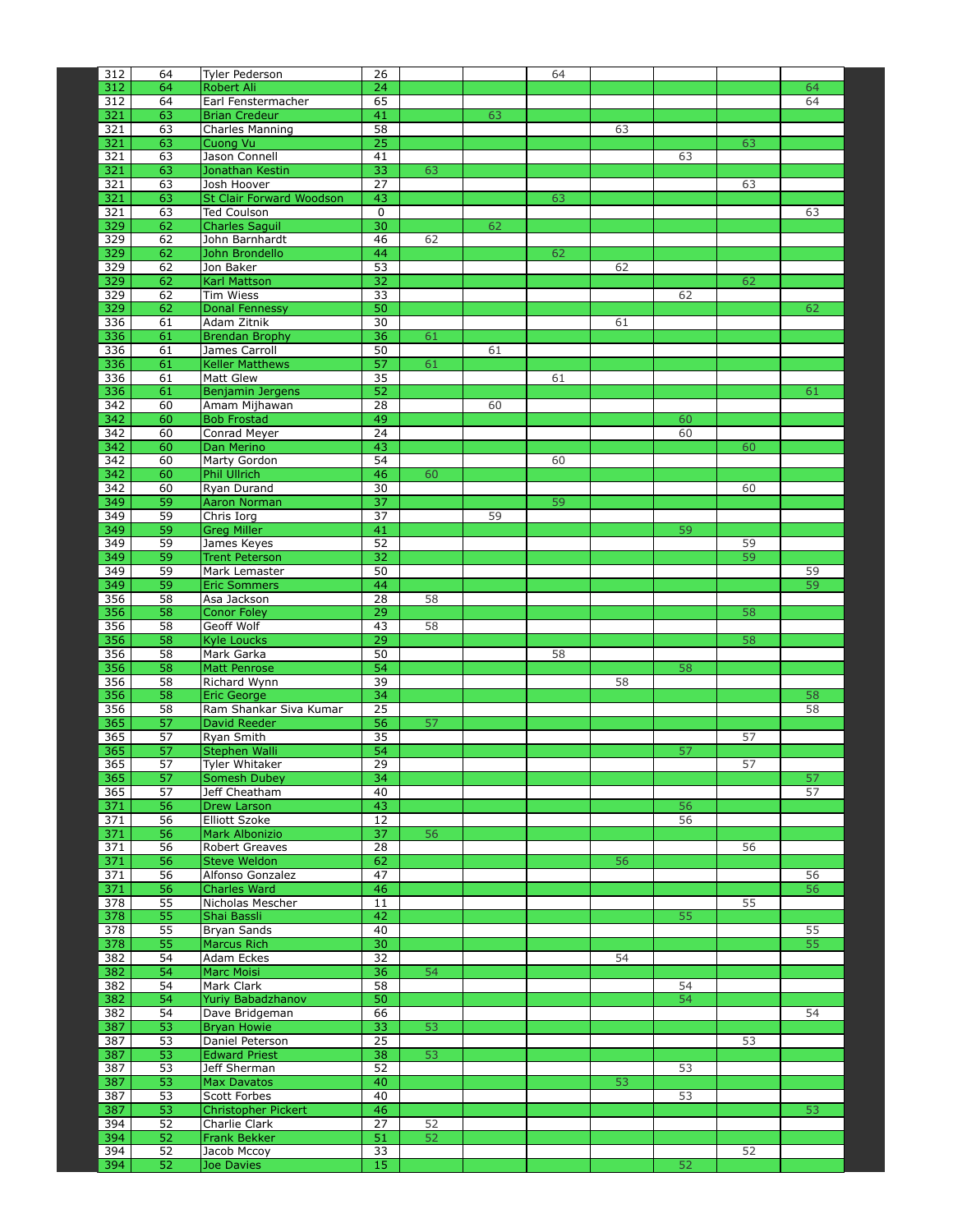| | | | | | | | | | | |
|---|---|---|---|---|---|---|---|---|---|---|
| 312 | 64 | Tyler Pederson | 26 | | | 64 | | | | |
| 312 | 64 | Robert Ali | 24 | | | | | | | 64 |
| 312 | 64 | Earl Fenstermacher | 65 | | | | | | | 64 |
| 321 | 63 | Brian Credeur | 41 | | 63 | | | | | |
| 321 | 63 | Charles Manning | 58 | | | | 63 | | | |
| 321 | 63 | Cuong Vu | 25 | | | | | | 63 | |
| 321 | 63 | Jason Connell | 41 | | | | | 63 | | |
| 321 | 63 | Jonathan Kestin | 33 | 63 | | | | | | |
| 321 | 63 | Josh Hoover | 27 | | | | | | 63 | |
| 321 | 63 | St Clair Forward Woodson | 43 | | | 63 | | | | |
| 321 | 63 | Ted Coulson | 0 | | | | | | | 63 |
| 329 | 62 | Charles Saguil | 30 | | 62 | | | | | |
| 329 | 62 | John Barnhardt | 46 | 62 | | | | | | |
| 329 | 62 | John Brondello | 44 | | | 62 | | | | |
| 329 | 62 | Jon Baker | 53 | | | | 62 | | | |
| 329 | 62 | Karl Mattson | 32 | | | | | | 62 | |
| 329 | 62 | Tim Wiess | 33 | | | | | 62 | | |
| 329 | 62 | Donal Fennessy | 50 | | | | | | | 62 |
| 336 | 61 | Adam Zitnik | 30 | | | | 61 | | | |
| 336 | 61 | Brendan Brophy | 36 | 61 | | | | | | |
| 336 | 61 | James Carroll | 50 | | 61 | | | | | |
| 336 | 61 | Keller Matthews | 57 | 61 | | | | | | |
| 336 | 61 | Matt Glew | 35 | | | 61 | | | | |
| 336 | 61 | Benjamin Jergens | 52 | | | | | | | 61 |
| 342 | 60 | Amam Mijhawan | 28 | | 60 | | | | | |
| 342 | 60 | Bob Frostad | 49 | | | | | 60 | | |
| 342 | 60 | Conrad Meyer | 24 | | | | | 60 | | |
| 342 | 60 | Dan Merino | 43 | | | | | | 60 | |
| 342 | 60 | Marty Gordon | 54 | | | 60 | | | | |
| 342 | 60 | Phil Ullrich | 46 | 60 | | | | | | |
| 342 | 60 | Ryan Durand | 30 | | | | | | 60 | |
| 349 | 59 | Aaron Norman | 37 | | | 59 | | | | |
| 349 | 59 | Chris Iorg | 37 | | 59 | | | | | |
| 349 | 59 | Greg Miller | 41 | | | | | 59 | | |
| 349 | 59 | James Keyes | 52 | | | | | | 59 | |
| 349 | 59 | Trent Peterson | 32 | | | | | | 59 | |
| 349 | 59 | Mark Lemaster | 50 | | | | | | | 59 |
| 349 | 59 | Eric Sommers | 44 | | | | | | | 59 |
| 356 | 58 | Asa Jackson | 28 | 58 | | | | | | |
| 356 | 58 | Conor Foley | 29 | | | | | | 58 | |
| 356 | 58 | Geoff Wolf | 43 | 58 | | | | | | |
| 356 | 58 | Kyle Loucks | 29 | | | | | | 58 | |
| 356 | 58 | Mark Garka | 50 | | | 58 | | | | |
| 356 | 58 | Matt Penrose | 54 | | | | | 58 | | |
| 356 | 58 | Richard Wynn | 39 | | | | 58 | | | |
| 356 | 58 | Eric George | 34 | | | | | | | 58 |
| 356 | 58 | Ram Shankar Siva Kumar | 25 | | | | | | | 58 |
| 365 | 57 | David Reeder | 56 | 57 | | | | | | |
| 365 | 57 | Ryan Smith | 35 | | | | | | 57 | |
| 365 | 57 | Stephen Walli | 54 | | | | | 57 | | |
| 365 | 57 | Tyler Whitaker | 29 | | | | | | 57 | |
| 365 | 57 | Somesh Dubey | 34 | | | | | | | 57 |
| 365 | 57 | Jeff Cheatham | 40 | | | | | | | 57 |
| 371 | 56 | Drew Larson | 43 | | | | | 56 | | |
| 371 | 56 | Elliott Szoke | 12 | | | | | 56 | | |
| 371 | 56 | Mark Albonizio | 37 | 56 | | | | | | |
| 371 | 56 | Robert Greaves | 28 | | | | | | 56 | |
| 371 | 56 | Steve Weldon | 62 | | | | 56 | | | |
| 371 | 56 | Alfonso Gonzalez | 47 | | | | | | | 56 |
| 371 | 56 | Charles Ward | 46 | | | | | | | 56 |
| 378 | 55 | Nicholas Mescher | 11 | | | | | | 55 | |
| 378 | 55 | Shai Bassli | 42 | | | | | 55 | | |
| 378 | 55 | Bryan Sands | 40 | | | | | | | 55 |
| 378 | 55 | Marcus Rich | 30 | | | | | | | 55 |
| 382 | 54 | Adam Eckes | 32 | | | | 54 | | | |
| 382 | 54 | Marc Moisi | 36 | 54 | | | | | | |
| 382 | 54 | Mark Clark | 58 | | | | | 54 | | |
| 382 | 54 | Yuriy Babadzhanov | 50 | | | | | 54 | | |
| 382 | 54 | Dave Bridgeman | 66 | | | | | | | 54 |
| 387 | 53 | Bryan Howie | 33 | 53 | | | | | | |
| 387 | 53 | Daniel Peterson | 25 | | | | | | 53 | |
| 387 | 53 | Edward Priest | 38 | 53 | | | | | | |
| 387 | 53 | Jeff Sherman | 52 | | | | | 53 | | |
| 387 | 53 | Max Davatos | 40 | | | | 53 | | | |
| 387 | 53 | Scott Forbes | 40 | | | | | 53 | | |
| 387 | 53 | Christopher Pickert | 46 | | | | | | | 53 |
| 394 | 52 | Charlie Clark | 27 | 52 | | | | | | |
| 394 | 52 | Frank Bekker | 51 | 52 | | | | | | |
| 394 | 52 | Jacob Mccoy | 33 | | | | | | 52 | |
| 394 | 52 | Joe Davies | 15 | | | | | 52 | | |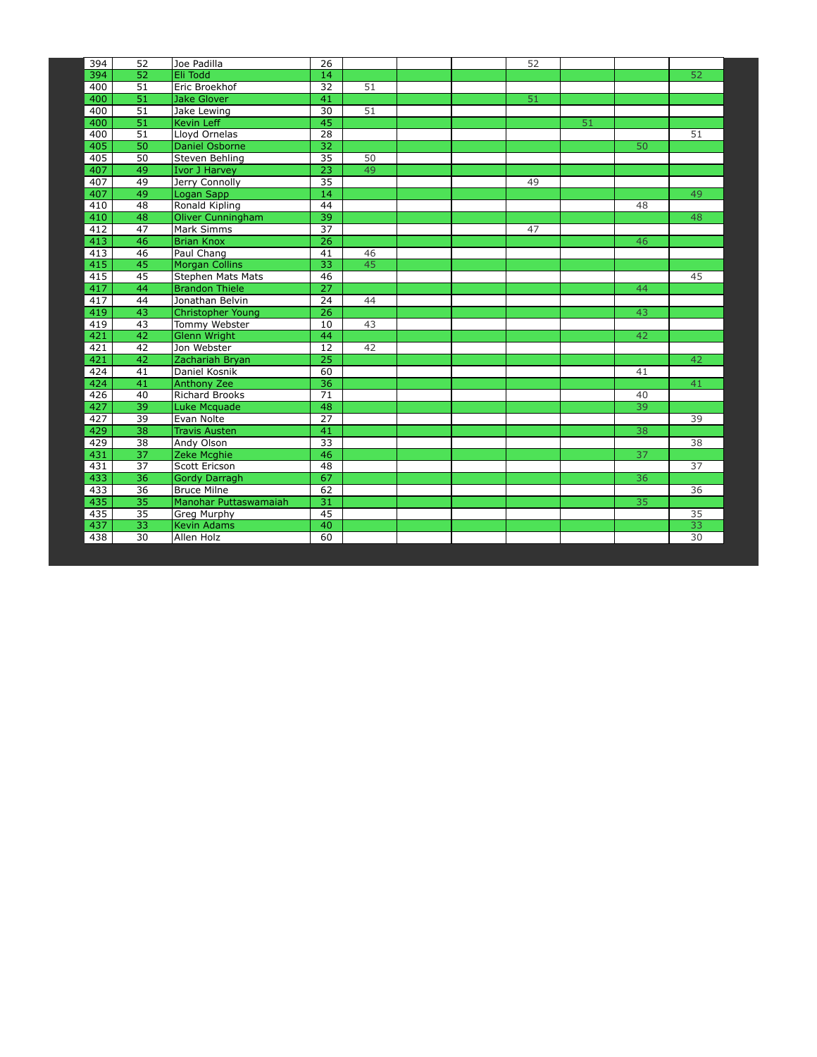| | | | | | | | | | | |
|---|---|---|---|---|---|---|---|---|---|---|
| 394 | 52 | Joe Padilla | 26 | | | | 52 | | | |
| 394 | 52 | Eli Todd | 14 | | | | | | | 52 |
| 400 | 51 | Eric Broekhof | 32 | 51 | | | | | | |
| 400 | 51 | Jake Glover | 41 | | | | 51 | | | |
| 400 | 51 | Jake Lewing | 30 | 51 | | | | | | |
| 400 | 51 | Kevin Leff | 45 | | | | | 51 | | |
| 400 | 51 | Lloyd Ornelas | 28 | | | | | | | 51 |
| 405 | 50 | Daniel Osborne | 32 | | | | | | 50 | |
| 405 | 50 | Steven Behling | 35 | 50 | | | | | | |
| 407 | 49 | Ivor J Harvey | 23 | 49 | | | | | | |
| 407 | 49 | Jerry Connolly | 35 | | | | 49 | | | |
| 407 | 49 | Logan Sapp | 14 | | | | | | | 49 |
| 410 | 48 | Ronald Kipling | 44 | | | | | | 48 | |
| 410 | 48 | Oliver Cunningham | 39 | | | | | | | 48 |
| 412 | 47 | Mark Simms | 37 | | | | 47 | | | |
| 413 | 46 | Brian Knox | 26 | | | | | | 46 | |
| 413 | 46 | Paul Chang | 41 | 46 | | | | | | |
| 415 | 45 | Morgan Collins | 33 | 45 | | | | | | |
| 415 | 45 | Stephen Mats Mats | 46 | | | | | | | 45 |
| 417 | 44 | Brandon Thiele | 27 | | | | | | 44 | |
| 417 | 44 | Jonathan Belvin | 24 | 44 | | | | | | |
| 419 | 43 | Christopher Young | 26 | | | | | | 43 | |
| 419 | 43 | Tommy Webster | 10 | 43 | | | | | | |
| 421 | 42 | Glenn Wright | 44 | | | | | | 42 | |
| 421 | 42 | Jon Webster | 12 | 42 | | | | | | |
| 421 | 42 | Zachariah Bryan | 25 | | | | | | | 42 |
| 424 | 41 | Daniel Kosnik | 60 | | | | | | 41 | |
| 424 | 41 | Anthony Zee | 36 | | | | | | | 41 |
| 426 | 40 | Richard Brooks | 71 | | | | | | 40 | |
| 427 | 39 | Luke Mcquade | 48 | | | | | | 39 | |
| 427 | 39 | Evan Nolte | 27 | | | | | | | 39 |
| 429 | 38 | Travis Austen | 41 | | | | | | 38 | |
| 429 | 38 | Andy Olson | 33 | | | | | | | 38 |
| 431 | 37 | Zeke Mcghie | 46 | | | | | | 37 | |
| 431 | 37 | Scott Ericson | 48 | | | | | | | 37 |
| 433 | 36 | Gordy Darragh | 67 | | | | | | 36 | |
| 433 | 36 | Bruce Milne | 62 | | | | | | | 36 |
| 435 | 35 | Manohar Puttaswamaiah | 31 | | | | | | 35 | |
| 435 | 35 | Greg Murphy | 45 | | | | | | | 35 |
| 437 | 33 | Kevin Adams | 40 | | | | | | | 33 |
| 438 | 30 | Allen Holz | 60 | | | | | | | 30 |